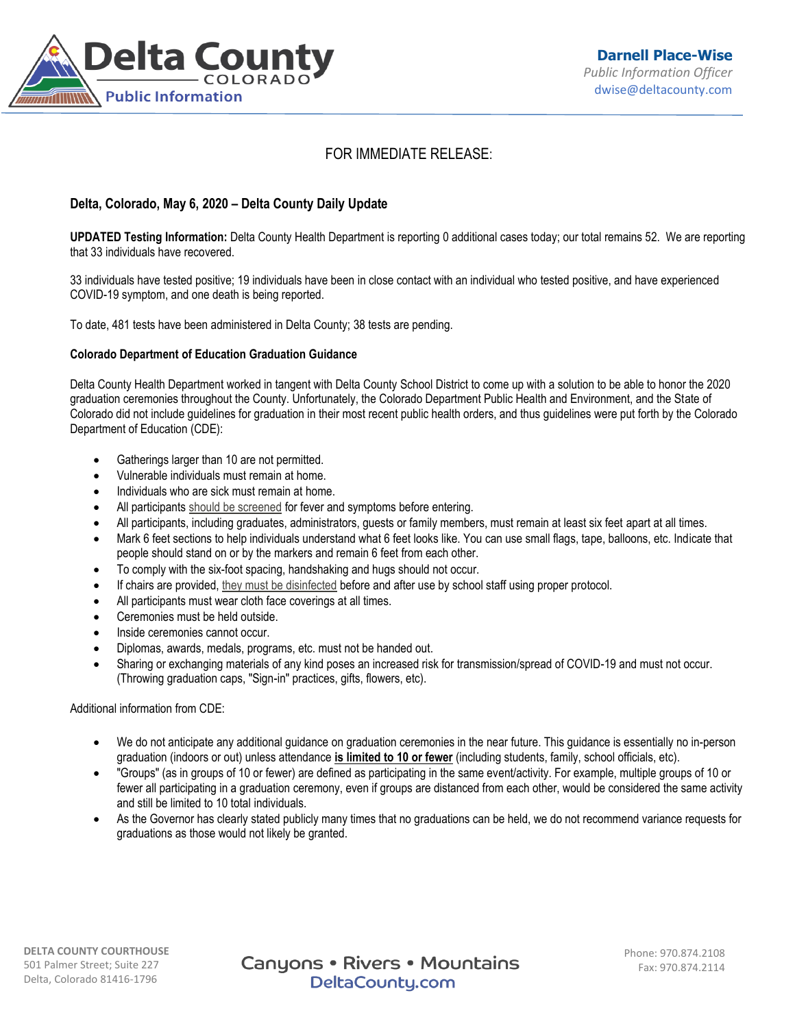Delta County
COLORADO
Public Information

**Darnell Place-Wise**
*Public Information Officer*
dwise@deltacounty.com

FOR IMMEDIATE RELEASE:

**Delta, Colorado, May 6, 2020 – Delta County Daily Update**

**UPDATED Testing Information:** Delta County Health Department is reporting 0 additional cases today; our total remains 52. We are reporting that 33 individuals have recovered.

33 individuals have tested positive; 19 individuals have been in close contact with an individual who tested positive, and have experienced COVID-19 symptom, and one death is being reported.

To date, 481 tests have been administered in Delta County; 38 tests are pending.

**Colorado Department of Education Graduation Guidance**

Delta County Health Department worked in tangent with Delta County School District to come up with a solution to be able to honor the 2020 graduation ceremonies throughout the County. Unfortunately, the Colorado Department Public Health and Environment, and the State of Colorado did not include guidelines for graduation in their most recent public health orders, and thus guidelines were put forth by the Colorado Department of Education (CDE):

- Gatherings larger than 10 are not permitted.
- Vulnerable individuals must remain at home.
- Individuals who are sick must remain at home.
- All participants should be screened for fever and symptoms before entering.
- All participants, including graduates, administrators, guests or family members, must remain at least six feet apart at all times.
- Mark 6 feet sections to help individuals understand what 6 feet looks like. You can use small flags, tape, balloons, etc. Indicate that people should stand on or by the markers and remain 6 feet from each other.
- To comply with the six-foot spacing, handshaking and hugs should not occur.
- If chairs are provided, they must be disinfected before and after use by school staff using proper protocol.
- All participants must wear cloth face coverings at all times.
- Ceremonies must be held outside.
- Inside ceremonies cannot occur.
- Diplomas, awards, medals, programs, etc. must not be handed out.
- Sharing or exchanging materials of any kind poses an increased risk for transmission/spread of COVID-19 and must not occur. (Throwing graduation caps, "Sign-in" practices, gifts, flowers, etc).

Additional information from CDE:

- We do not anticipate any additional guidance on graduation ceremonies in the near future. This guidance is essentially no in-person graduation (indoors or out) unless attendance **is limited to 10 or fewer** (including students, family, school officials, etc).
- "Groups" (as in groups of 10 or fewer) are defined as participating in the same event/activity. For example, multiple groups of 10 or fewer all participating in a graduation ceremony, even if groups are distanced from each other, would be considered the same activity and still be limited to 10 total individuals.
- As the Governor has clearly stated publicly many times that no graduations can be held, we do not recommend variance requests for graduations as those would not likely be granted.

DELTA COUNTY COURTHOUSE
501 Palmer Street; Suite 227
Delta, Colorado 81416-1796

Canyons • Rivers • Mountains
DeltaCounty.com

Phone: 970.874.2108
Fax: 970.874.2114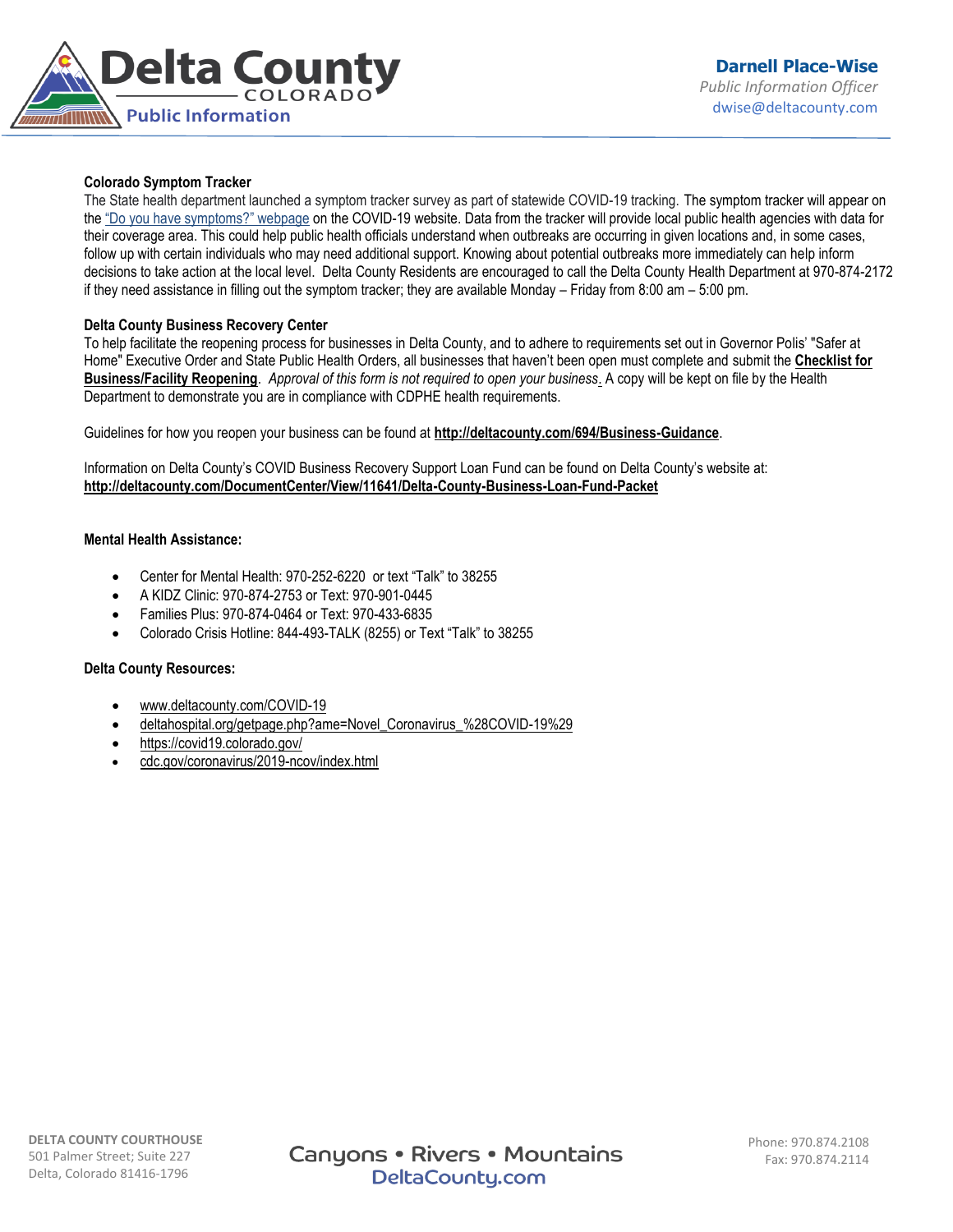**Colorado Symptom Tracker**

The State health department launched a symptom tracker survey as part of statewide COVID-19 tracking. The symptom tracker will appear on the "Do you have symptoms?" webpage on the COVID-19 website. Data from the tracker will provide local public health agencies with data for their coverage area. This could help public health officials understand when outbreaks are occurring in given locations and, in some cases, follow up with certain individuals who may need additional support. Knowing about potential outbreaks more immediately can help inform decisions to take action at the local level. Delta County Residents are encouraged to call the Delta County Health Department at 970-874-2172 if they need assistance in filling out the symptom tracker; they are available Monday – Friday from 8:00 am – 5:00 pm.

**Delta County Business Recovery Center**

To help facilitate the reopening process for businesses in Delta County, and to adhere to requirements set out in Governor Polis' "Safer at Home" Executive Order and State Public Health Orders, all businesses that haven't been open must complete and submit the **Checklist for Business/Facility Reopening**. *Approval of this form is not required to open your business.* A copy will be kept on file by the Health Department to demonstrate you are in compliance with CDPHE health requirements.

Guidelines for how you reopen your business can be found at **http://deltacounty.com/694/Business-Guidance**.

Information on Delta County's COVID Business Recovery Support Loan Fund can be found on Delta County's website at: **http://deltacounty.com/DocumentCenter/View/11641/Delta-County-Business-Loan-Fund-Packet**

**Mental Health Assistance:**

- Center for Mental Health: 970-252-6220 or text "Talk" to 38255
- A KIDZ Clinic: 970-874-2753 or Text: 970-901-0445
- Families Plus: 970-874-0464 or Text: 970-433-6835
- Colorado Crisis Hotline: 844-493-TALK (8255) or Text "Talk" to 38255

**Delta County Resources:**

- www.deltacounty.com/COVID-19
- deltahospital.org/getpage.php?ame=Novel_Coronavirus_%28COVID-19%29
- https://covid19.colorado.gov/
- cdc.gov/coronavirus/2019-ncov/index.html